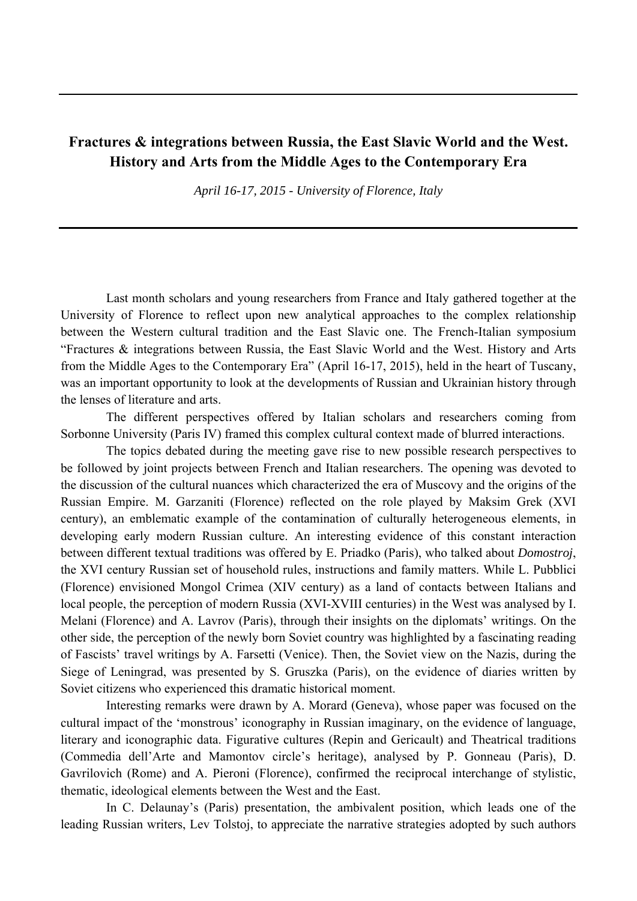# Fractures & integrations between Russia, the East Slavic World and the West. History and Arts from the Middle Ages to the Contemporary Era

*April 16-17, 2015 - University of Florence, Italy*

---

Last month scholars and young researchers from France and Italy gathered together at the University of Florence to reflect upon new analytical approaches to the complex relationship between the Western cultural tradition and the East Slavic one. The French-Italian symposium "Fractures & integrations between Russia, the East Slavic World and the West. History and Arts from the Middle Ages to the Contemporary Era" (April 16-17, 2015), held in the heart of Tuscany, was an important opportunity to look at the developments of Russian and Ukrainian history through the lenses of literature and arts.

The different perspectives offered by Italian scholars and researchers coming from Sorbonne University (Paris IV) framed this complex cultural context made of blurred interactions.

The topics debated during the meeting gave rise to new possible research perspectives to be followed by joint projects between French and Italian researchers. The opening was devoted to the discussion of the cultural nuances which characterized the era of Muscovy and the origins of the Russian Empire. M. Garzaniti (Florence) reflected on the role played by Maksim Grek (XVI century), an emblematic example of the contamination of culturally heterogeneous elements, in developing early modern Russian culture. An interesting evidence of this constant interaction between different textual traditions was offered by E. Priadko (Paris), who talked about *Domostroj*, the XVI century Russian set of household rules, instructions and family matters. While L. Pubblici (Florence) envisioned Mongol Crimea (XIV century) as a land of contacts between Italians and local people, the perception of modern Russia (XVI-XVIII centuries) in the West was analysed by I. Melani (Florence) and A. Lavrov (Paris), through their insights on the diplomats' writings. On the other side, the perception of the newly born Soviet country was highlighted by a fascinating reading of Fascists' travel writings by A. Farsetti (Venice). Then, the Soviet view on the Nazis, during the Siege of Leningrad, was presented by S. Gruszka (Paris), on the evidence of diaries written by Soviet citizens who experienced this dramatic historical moment.

Interesting remarks were drawn by A. Morard (Geneva), whose paper was focused on the cultural impact of the 'monstrous' iconography in Russian imaginary, on the evidence of language, literary and iconographic data. Figurative cultures (Repin and Gericault) and Theatrical traditions (Commedia dell'Arte and Mamontov circle's heritage), analysed by P. Gonneau (Paris), D. Gavrilovich (Rome) and A. Pieroni (Florence), confirmed the reciprocal interchange of stylistic, thematic, ideological elements between the West and the East.

In C. Delaunay's (Paris) presentation, the ambivalent position, which leads one of the leading Russian writers, Lev Tolstoj, to appreciate the narrative strategies adopted by such authors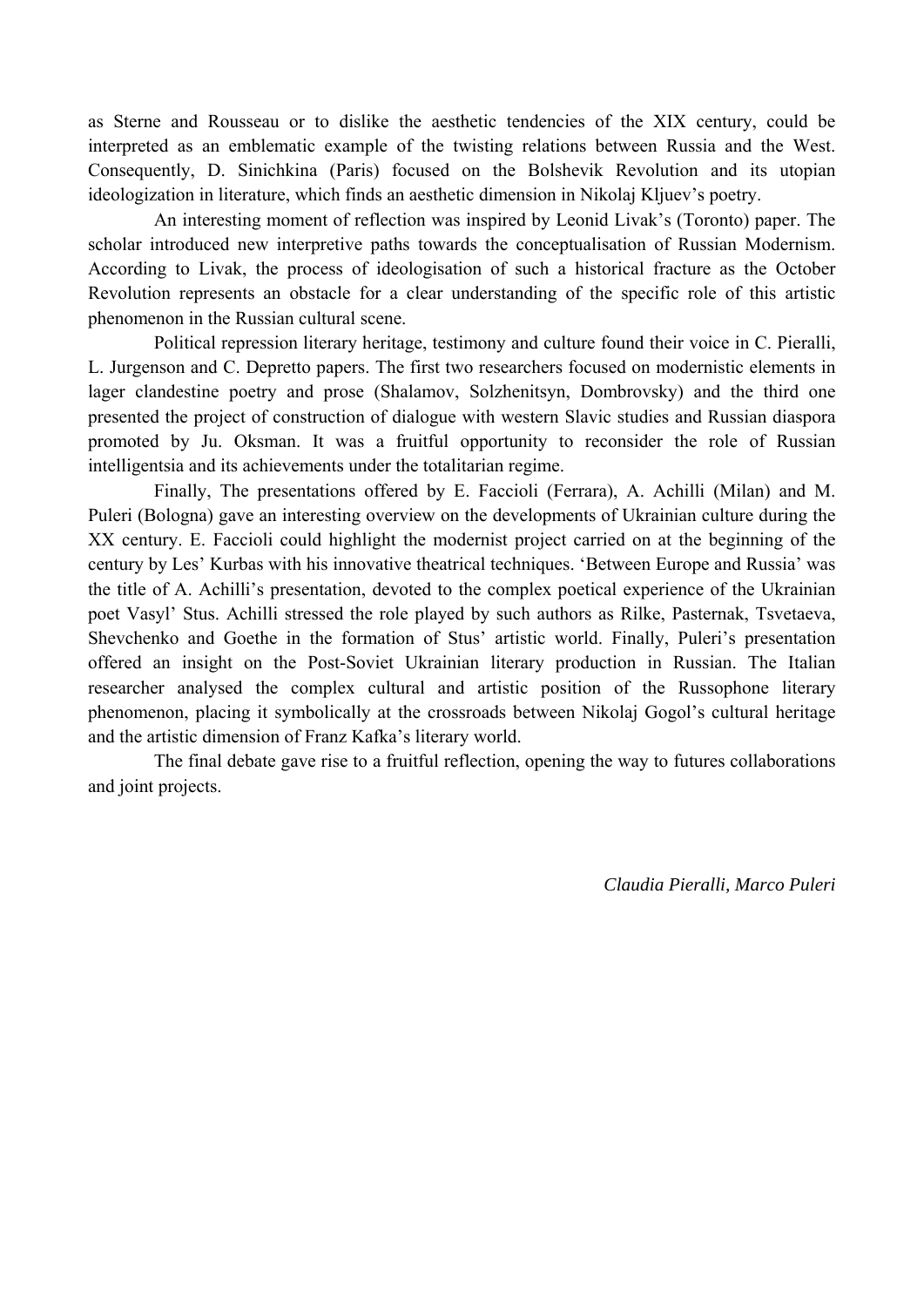as Sterne and Rousseau or to dislike the aesthetic tendencies of the XIX century, could be interpreted as an emblematic example of the twisting relations between Russia and the West. Consequently, D. Sinichkina (Paris) focused on the Bolshevik Revolution and its utopian ideologization in literature, which finds an aesthetic dimension in Nikolaj Kljuev's poetry.

An interesting moment of reflection was inspired by Leonid Livak's (Toronto) paper. The scholar introduced new interpretive paths towards the conceptualisation of Russian Modernism. According to Livak, the process of ideologisation of such a historical fracture as the October Revolution represents an obstacle for a clear understanding of the specific role of this artistic phenomenon in the Russian cultural scene.

Political repression literary heritage, testimony and culture found their voice in C. Pieralli, L. Jurgenson and C. Depretto papers. The first two researchers focused on modernistic elements in lager clandestine poetry and prose (Shalamov, Solzhenitsyn, Dombrovsky) and the third one presented the project of construction of dialogue with western Slavic studies and Russian diaspora promoted by Ju. Oksman. It was a fruitful opportunity to reconsider the role of Russian intelligentsia and its achievements under the totalitarian regime.

Finally, The presentations offered by E. Faccioli (Ferrara), A. Achilli (Milan) and M. Puleri (Bologna) gave an interesting overview on the developments of Ukrainian culture during the XX century. E. Faccioli could highlight the modernist project carried on at the beginning of the century by Les' Kurbas with his innovative theatrical techniques. 'Between Europe and Russia' was the title of A. Achilli's presentation, devoted to the complex poetical experience of the Ukrainian poet Vasyl' Stus. Achilli stressed the role played by such authors as Rilke, Pasternak, Tsvetaeva, Shevchenko and Goethe in the formation of Stus' artistic world. Finally, Puleri's presentation offered an insight on the Post-Soviet Ukrainian literary production in Russian. The Italian researcher analysed the complex cultural and artistic position of the Russophone literary phenomenon, placing it symbolically at the crossroads between Nikolaj Gogol's cultural heritage and the artistic dimension of Franz Kafka's literary world.

The final debate gave rise to a fruitful reflection, opening the way to futures collaborations and joint projects.

*Claudia Pieralli, Marco Puleri*